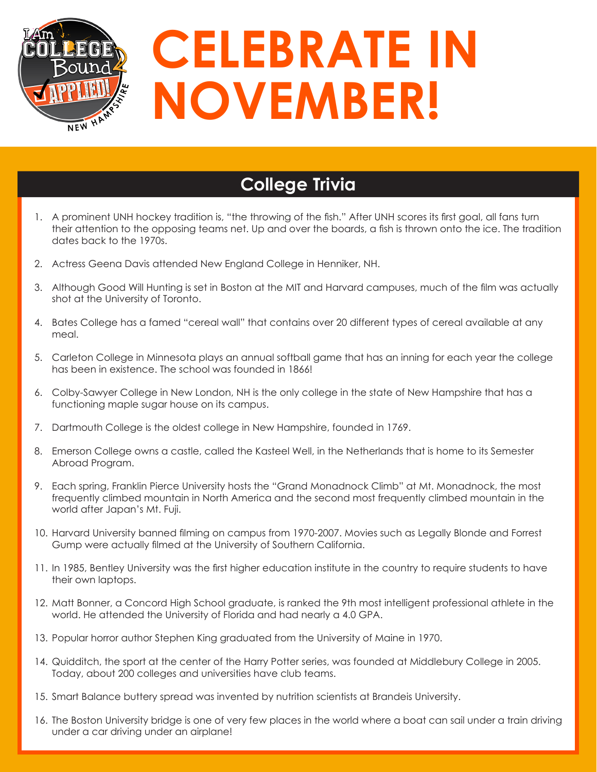# CELEBRATE IN NOVEMBER!

## College Trivia

1. A prominent UNH hockey tradition is, “the throwing of the fish.” After UNH scores its first goal, all fans turn their attention to the opposing teams net. Up and over the boards, a fish is thrown onto the ice. The tradition dates back to the 1970s.
2. Actress Geena Davis attended New England College in Henniker, NH.
3. Although Good Will Hunting is set in Boston at the MIT and Harvard campuses, much of the film was actually shot at the University of Toronto.
4. Bates College has a famed “cereal wall” that contains over 20 different types of cereal available at any meal.
5. Carleton College in Minnesota plays an annual softball game that has an inning for each year the college has been in existence. The school was founded in 1866!
6. Colby-Sawyer College in New London, NH is the only college in the state of New Hampshire that has a functioning maple sugar house on its campus.
7. Dartmouth College is the oldest college in New Hampshire, founded in 1769.
8. Emerson College owns a castle, called the Kasteel Well, in the Netherlands that is home to its Semester Abroad Program.
9. Each spring, Franklin Pierce University hosts the “Grand Monadnock Climb” at Mt. Monadnock, the most frequently climbed mountain in North America and the second most frequently climbed mountain in the world after Japan’s Mt. Fuji.
10. Harvard University banned filming on campus from 1970-2007. Movies such as Legally Blonde and Forrest Gump were actually filmed at the University of Southern California.
11. In 1985, Bentley University was the first higher education institute in the country to require students to have their own laptops.
12. Matt Bonner, a Concord High School graduate, is ranked the 9th most intelligent professional athlete in the world. He attended the University of Florida and had nearly a 4.0 GPA.
13. Popular horror author Stephen King graduated from the University of Maine in 1970.
14. Quidditch, the sport at the center of the Harry Potter series, was founded at Middlebury College in 2005. Today, about 200 colleges and universities have club teams.
15. Smart Balance buttery spread was invented by nutrition scientists at Brandeis University.
16. The Boston University bridge is one of very few places in the world where a boat can sail under a train driving under a car driving under an airplane!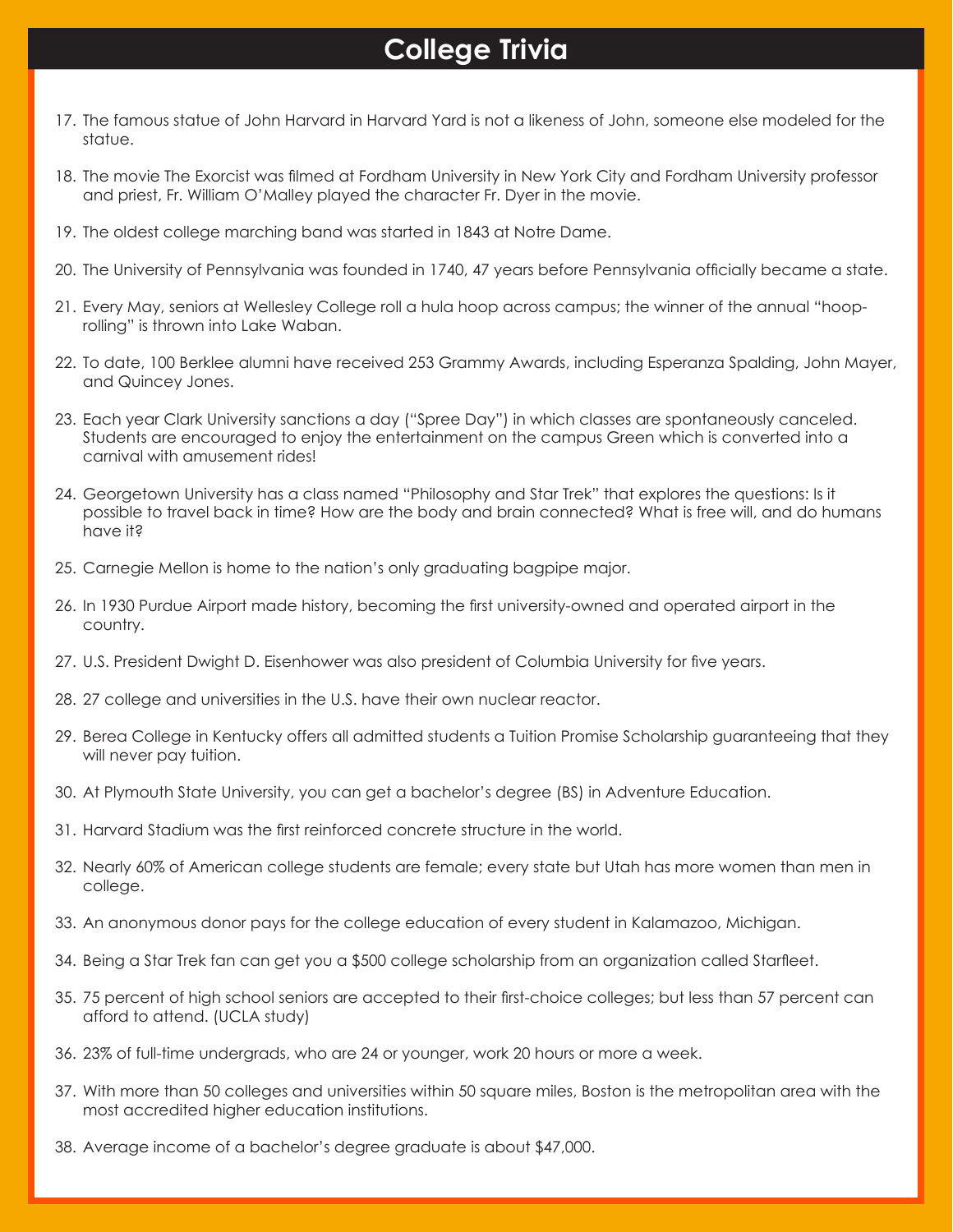# College Trivia

17. The famous statue of John Harvard in Harvard Yard is not a likeness of John, someone else modeled for the statue.
18. The movie The Exorcist was filmed at Fordham University in New York City and Fordham University professor and priest, Fr. William O'Malley played the character Fr. Dyer in the movie.
19. The oldest college marching band was started in 1843 at Notre Dame.
20. The University of Pennsylvania was founded in 1740, 47 years before Pennsylvania officially became a state.
21. Every May, seniors at Wellesley College roll a hula hoop across campus; the winner of the annual "hoop-rolling" is thrown into Lake Waban.
22. To date, 100 Berklee alumni have received 253 Grammy Awards, including Esperanza Spalding, John Mayer, and Quincey Jones.
23. Each year Clark University sanctions a day ("Spree Day") in which classes are spontaneously canceled. Students are encouraged to enjoy the entertainment on the campus Green which is converted into a carnival with amusement rides!
24. Georgetown University has a class named "Philosophy and Star Trek" that explores the questions: Is it possible to travel back in time? How are the body and brain connected? What is free will, and do humans have it?
25. Carnegie Mellon is home to the nation's only graduating bagpipe major.
26. In 1930 Purdue Airport made history, becoming the first university-owned and operated airport in the country.
27. U.S. President Dwight D. Eisenhower was also president of Columbia University for five years.
28. 27 college and universities in the U.S. have their own nuclear reactor.
29. Berea College in Kentucky offers all admitted students a Tuition Promise Scholarship guaranteeing that they will never pay tuition.
30. At Plymouth State University, you can get a bachelor's degree (BS) in Adventure Education.
31. Harvard Stadium was the first reinforced concrete structure in the world.
32. Nearly 60% of American college students are female; every state but Utah has more women than men in college.
33. An anonymous donor pays for the college education of every student in Kalamazoo, Michigan.
34. Being a Star Trek fan can get you a $500 college scholarship from an organization called Starfleet.
35. 75 percent of high school seniors are accepted to their first-choice colleges; but less than 57 percent can afford to attend. (UCLA study)
36. 23% of full-time undergrads, who are 24 or younger, work 20 hours or more a week.
37. With more than 50 colleges and universities within 50 square miles, Boston is the metropolitan area with the most accredited higher education institutions.
38. Average income of a bachelor's degree graduate is about $47,000.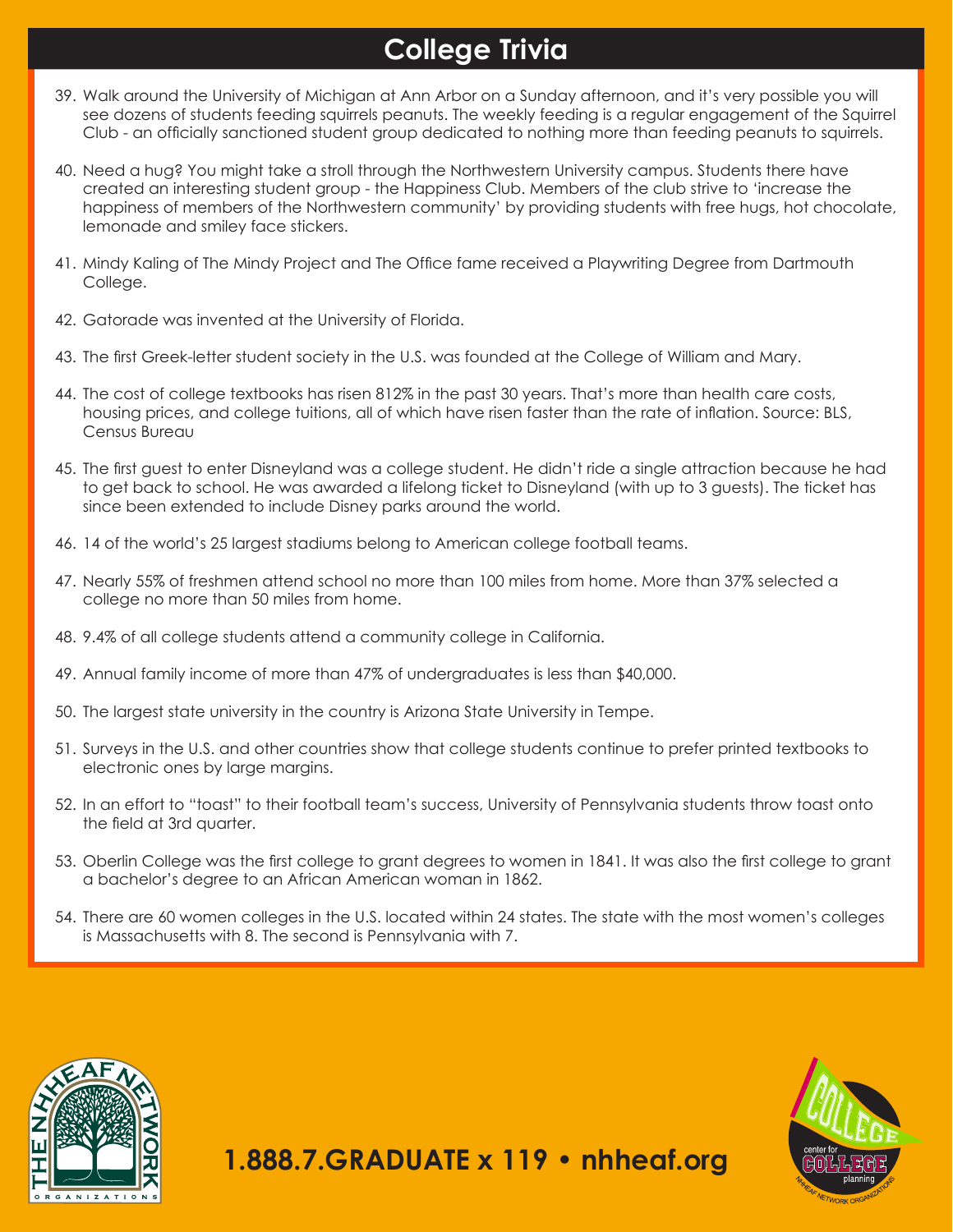# College Trivia

39. Walk around the University of Michigan at Ann Arbor on a Sunday afternoon, and it's very possible you will see dozens of students feeding squirrels peanuts. The weekly feeding is a regular engagement of the Squirrel Club - an officially sanctioned student group dedicated to nothing more than feeding peanuts to squirrels.

40. Need a hug? You might take a stroll through the Northwestern University campus. Students there have created an interesting student group - the Happiness Club. Members of the club strive to 'increase the happiness of members of the Northwestern community' by providing students with free hugs, hot chocolate, lemonade and smiley face stickers.

41. Mindy Kaling of The Mindy Project and The Office fame received a Playwriting Degree from Dartmouth College.

42. Gatorade was invented at the University of Florida.

43. The first Greek-letter student society in the U.S. was founded at the College of William and Mary.

44. The cost of college textbooks has risen 812% in the past 30 years. That's more than health care costs, housing prices, and college tuitions, all of which have risen faster than the rate of inflation. Source: BLS, Census Bureau

45. The first guest to enter Disneyland was a college student. He didn't ride a single attraction because he had to get back to school. He was awarded a lifelong ticket to Disneyland (with up to 3 guests). The ticket has since been extended to include Disney parks around the world.

46. 14 of the world's 25 largest stadiums belong to American college football teams.

47. Nearly 55% of freshmen attend school no more than 100 miles from home. More than 37% selected a college no more than 50 miles from home.

48. 9.4% of all college students attend a community college in California.

49. Annual family income of more than 47% of undergraduates is less than $40,000.

50. The largest state university in the country is Arizona State University in Tempe.

51. Surveys in the U.S. and other countries show that college students continue to prefer printed textbooks to electronic ones by large margins.

52. In an effort to "toast" to their football team's success, University of Pennsylvania students throw toast onto the field at 3rd quarter.

53. Oberlin College was the first college to grant degrees to women in 1841. It was also the first college to grant a bachelor's degree to an African American woman in 1862.

54. There are 60 women colleges in the U.S. located within 24 states. The state with the most women's colleges is Massachusetts with 8. The second is Pennsylvania with 7.

**1.888.7.GRADUATE x 119 • nhheaf.org**